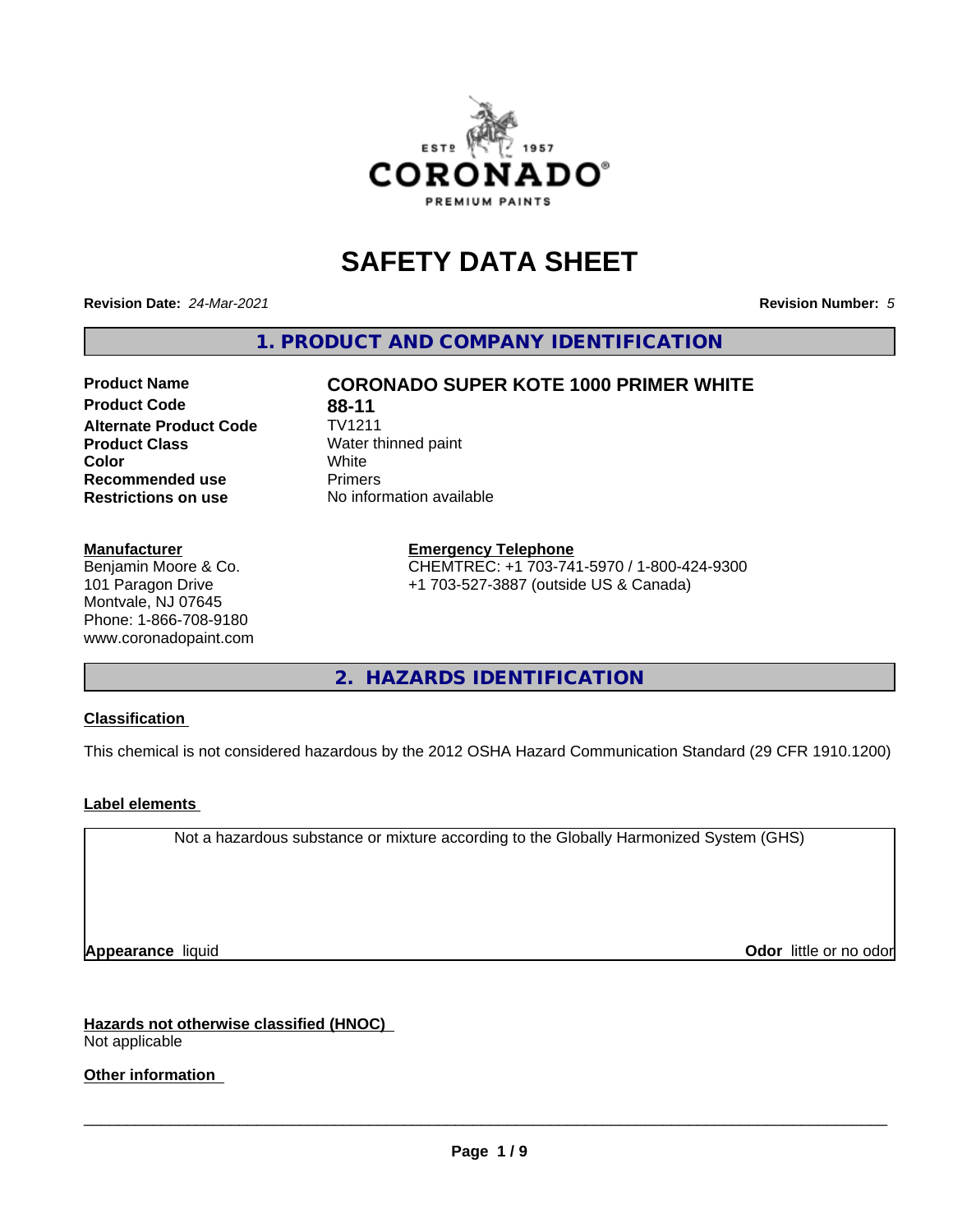# SAFETY DATA SHEET

**Revision Date:** *24-Mar-2021*

**Revision Number:** *5*

## 1. PRODUCT AND COMPANY IDENTIFICATION

| | |
|---|---|
| **Product Name** | **CORONADO SUPER KOTE 1000 PRIMER WHITE** |
| **Product Code** | **88-11** |
| **Alternate Product Code** | TV1211 |
| **Product Class** | Water thinned paint |
| **Color** | White |
| **Recommended use** | Primers |
| **Restrictions on use** | No information available |

**Manufacturer**
Benjamin Moore & Co.
101 Paragon Drive
Montvale, NJ 07645
Phone: 1-866-708-9180
www.coronadopaint.com

**Emergency Telephone**
CHEMTREC: +1 703-741-5970 / 1-800-424-9300
+1 703-527-3887 (outside US & Canada)

## 2. HAZARDS IDENTIFICATION

**Classification**

This chemical is not considered hazardous by the 2012 OSHA Hazard Communication Standard (29 CFR 1910.1200)

**Label elements**

Not a hazardous substance or mixture according to the Globally Harmonized System (GHS)

**Appearance** liquid

**Odor** little or no odor

**Hazards not otherwise classified (HNOC)**
Not applicable

**Other information**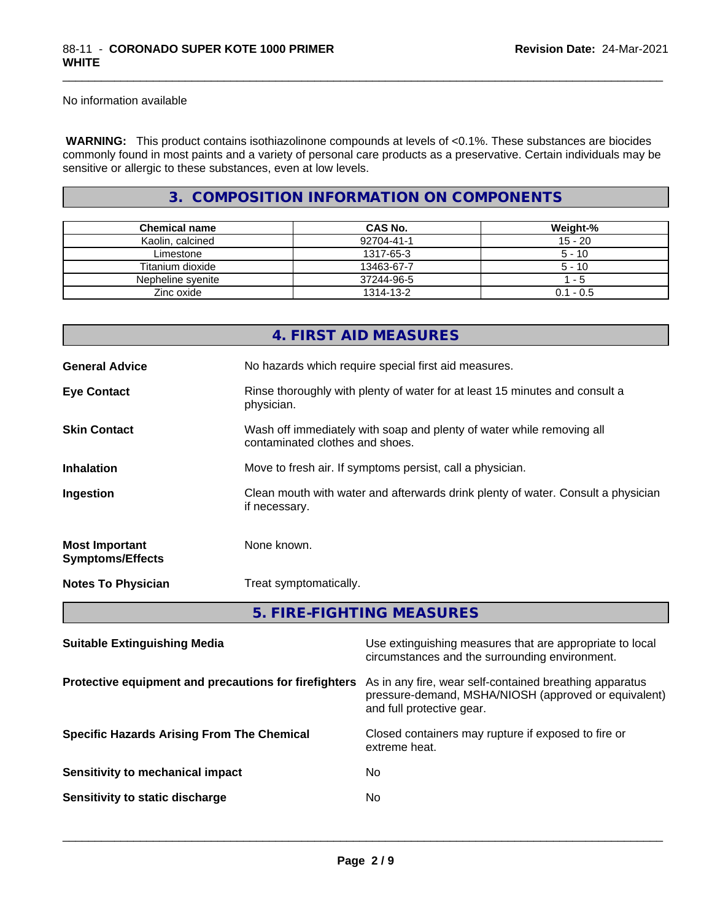No information available

**WARNING:** This product contains isothiazolinone compounds at levels of <0.1%. These substances are biocides commonly found in most paints and a variety of personal care products as a preservative. Certain individuals may be sensitive or allergic to these substances, even at low levels.

## 3. COMPOSITION INFORMATION ON COMPONENTS

| Chemical name | CAS No. | Weight-% |
|---|---|---|
| Kaolin, calcined | 92704-41-1 | 15 - 20 |
| Limestone | 1317-65-3 | 5 - 10 |
| Titanium dioxide | 13463-67-7 | 5 - 10 |
| Nepheline syenite | 37244-96-5 | 1 - 5 |
| Zinc oxide | 1314-13-2 | 0.1 - 0.5 |

## 4. FIRST AID MEASURES

**General Advice**
No hazards which require special first aid measures.

**Eye Contact**
Rinse thoroughly with plenty of water for at least 15 minutes and consult a physician.

**Skin Contact**
Wash off immediately with soap and plenty of water while removing all contaminated clothes and shoes.

**Inhalation**
Move to fresh air. If symptoms persist, call a physician.

**Ingestion**
Clean mouth with water and afterwards drink plenty of water. Consult a physician if necessary.

**Most Important Symptoms/Effects**
None known.

**Notes To Physician**
Treat symptomatically.

## 5. FIRE-FIGHTING MEASURES

**Suitable Extinguishing Media**
Use extinguishing measures that are appropriate to local circumstances and the surrounding environment.

**Protective equipment and precautions for firefighters**
As in any fire, wear self-contained breathing apparatus pressure-demand, MSHA/NIOSH (approved or equivalent) and full protective gear.

**Specific Hazards Arising From The Chemical**
Closed containers may rupture if exposed to fire or extreme heat.

**Sensitivity to mechanical impact**
No

**Sensitivity to static discharge**
No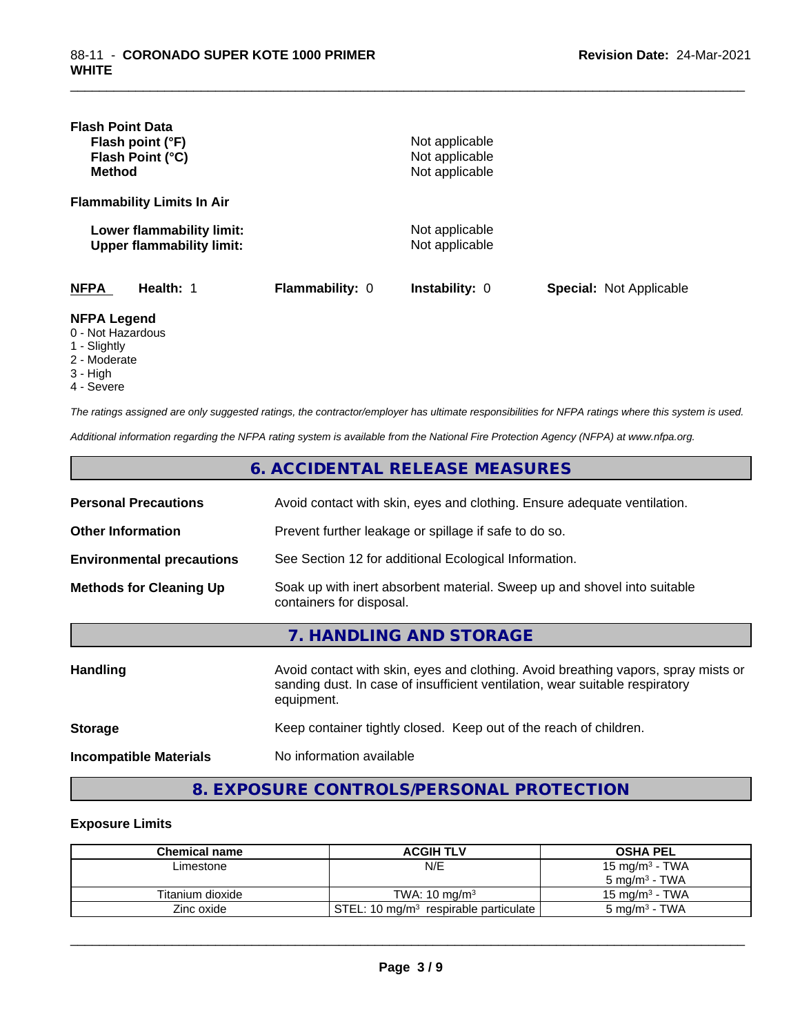**Flash Point Data**

| | |
|---|---|
| **Flash point (°F)** | Not applicable |
| **Flash Point (°C)** | Not applicable |
| **Method** | Not applicable |

**Flammability Limits In Air**

| | |
|---|---|
| **Lower flammability limit:** | Not applicable |
| **Upper flammability limit:** | Not applicable |

| NFPA | Health: 1 | Flammability: 0 | Instability: 0 | Special: Not Applicable |
|---|---|---|---|---|

**NFPA Legend**

- 0 - Not Hazardous
- 1 - Slightly
- 2 - Moderate
- 3 - High
- 4 - Severe

*The ratings assigned are only suggested ratings, the contractor/employer has ultimate responsibilities for NFPA ratings where this system is used.*

*Additional information regarding the NFPA rating system is available from the National Fire Protection Agency (NFPA) at www.nfpa.org.*

## 6. ACCIDENTAL RELEASE MEASURES

| | |
|---|---|
| **Personal Precautions** | Avoid contact with skin, eyes and clothing. Ensure adequate ventilation. |
| **Other Information** | Prevent further leakage or spillage if safe to do so. |
| **Environmental precautions** | See Section 12 for additional Ecological Information. |
| **Methods for Cleaning Up** | Soak up with inert absorbent material. Sweep up and shovel into suitable containers for disposal. |

## 7. HANDLING AND STORAGE

| | |
|---|---|
| **Handling** | Avoid contact with skin, eyes and clothing. Avoid breathing vapors, spray mists or sanding dust. In case of insufficient ventilation, wear suitable respiratory equipment. |
| **Storage** | Keep container tightly closed. Keep out of the reach of children. |
| **Incompatible Materials** | No information available |

## 8. EXPOSURE CONTROLS/PERSONAL PROTECTION

**Exposure Limits**

| Chemical name | ACGIH TLV | OSHA PEL |
|---|---|---|
| Limestone | N/E | 15 mg/m³ - TWA<br>5 mg/m³ - TWA |
| Titanium dioxide | TWA: 10 mg/m³ | 15 mg/m³ - TWA |
| Zinc oxide | STEL: 10 mg/m³ respirable particulate | 5 mg/m³ - TWA |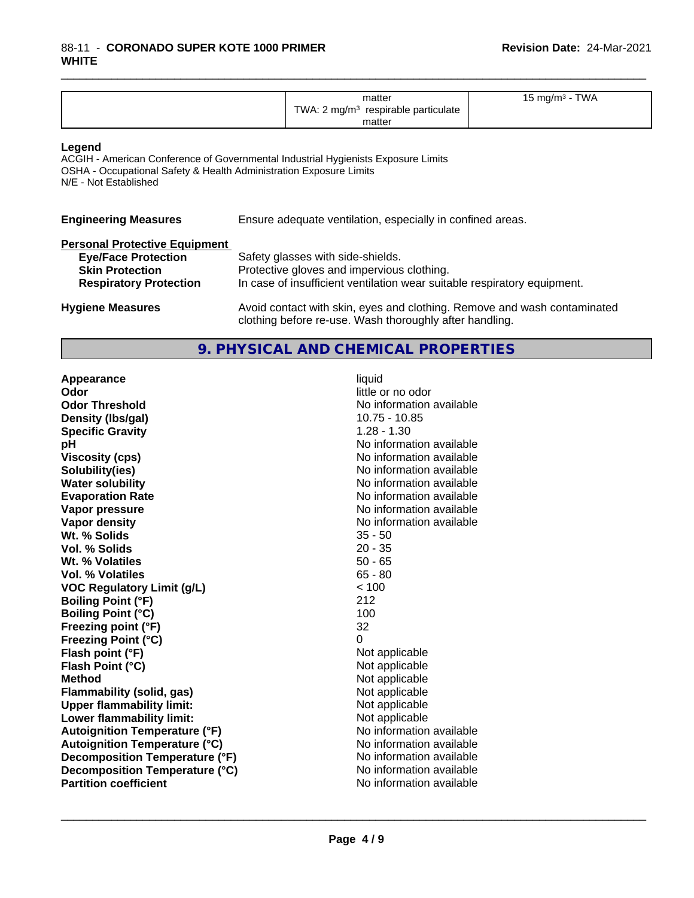| | matter<br>TWA: 2 mg/m³ respirable particulate matter | 15 mg/m³ - TWA |
|---|---|---|

**Legend**

ACGIH - American Conference of Governmental Industrial Hygienists Exposure Limits
OSHA - Occupational Safety & Health Administration Exposure Limits
N/E - Not Established

**Engineering Measures** Ensure adequate ventilation, especially in confined areas.

**Personal Protective Equipment**

**Eye/Face Protection** Safety glasses with side-shields.
**Skin Protection** Protective gloves and impervious clothing.
**Respiratory Protection** In case of insufficient ventilation wear suitable respiratory equipment.

**Hygiene Measures** Avoid contact with skin, eyes and clothing. Remove and wash contaminated clothing before re-use. Wash thoroughly after handling.

## 9. PHYSICAL AND CHEMICAL PROPERTIES

| | |
|---|---|
| **Appearance** | liquid |
| **Odor** | little or no odor |
| **Odor Threshold** | No information available |
| **Density (lbs/gal)** | 10.75 - 10.85 |
| **Specific Gravity** | 1.28 - 1.30 |
| **pH** | No information available |
| **Viscosity (cps)** | No information available |
| **Solubility(ies)** | No information available |
| **Water solubility** | No information available |
| **Evaporation Rate** | No information available |
| **Vapor pressure** | No information available |
| **Vapor density** | No information available |
| **Wt. % Solids** | 35 - 50 |
| **Vol. % Solids** | 20 - 35 |
| **Wt. % Volatiles** | 50 - 65 |
| **Vol. % Volatiles** | 65 - 80 |
| **VOC Regulatory Limit (g/L)** | < 100 |
| **Boiling Point (°F)** | 212 |
| **Boiling Point (°C)** | 100 |
| **Freezing point (°F)** | 32 |
| **Freezing Point (°C)** | 0 |
| **Flash point (°F)** | Not applicable |
| **Flash Point (°C)** | Not applicable |
| **Method** | Not applicable |
| **Flammability (solid, gas)** | Not applicable |
| **Upper flammability limit:** | Not applicable |
| **Lower flammability limit:** | Not applicable |
| **Autoignition Temperature (°F)** | No information available |
| **Autoignition Temperature (°C)** | No information available |
| **Decomposition Temperature (°F)** | No information available |
| **Decomposition Temperature (°C)** | No information available |
| **Partition coefficient** | No information available |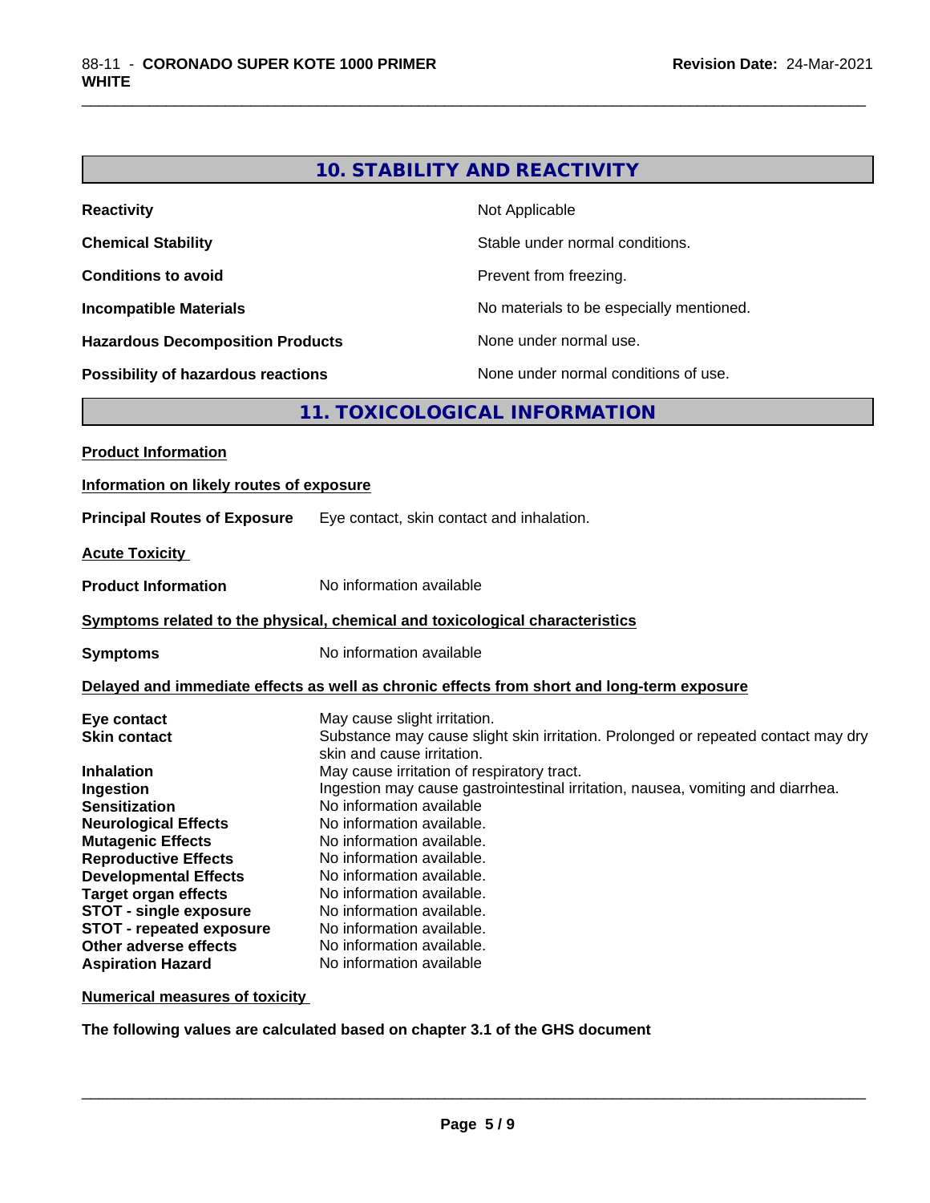## 10. STABILITY AND REACTIVITY

| | |
|---|---|
| **Reactivity** | Not Applicable |
| **Chemical Stability** | Stable under normal conditions. |
| **Conditions to avoid** | Prevent from freezing. |
| **Incompatible Materials** | No materials to be especially mentioned. |
| **Hazardous Decomposition Products** | None under normal use. |
| **Possibility of hazardous reactions** | None under normal conditions of use. |

## 11. TOXICOLOGICAL INFORMATION

**Product Information**

**Information on likely routes of exposure**

**Principal Routes of Exposure** Eye contact, skin contact and inhalation.

**Acute Toxicity**

**Product Information** No information available

**Symptoms related to the physical, chemical and toxicological characteristics**

**Symptoms** No information available

**Delayed and immediate effects as well as chronic effects from short and long-term exposure**

| | |
|---|---|
| **Eye contact** | May cause slight irritation. |
| **Skin contact** | Substance may cause slight skin irritation. Prolonged or repeated contact may dry skin and cause irritation. |
| **Inhalation** | May cause irritation of respiratory tract. |
| **Ingestion** | Ingestion may cause gastrointestinal irritation, nausea, vomiting and diarrhea. |
| **Sensitization** | No information available |
| **Neurological Effects** | No information available. |
| **Mutagenic Effects** | No information available. |
| **Reproductive Effects** | No information available. |
| **Developmental Effects** | No information available. |
| **Target organ effects** | No information available. |
| **STOT - single exposure** | No information available. |
| **STOT - repeated exposure** | No information available. |
| **Other adverse effects** | No information available. |
| **Aspiration Hazard** | No information available |

**Numerical measures of toxicity**

**The following values are calculated based on chapter 3.1 of the GHS document**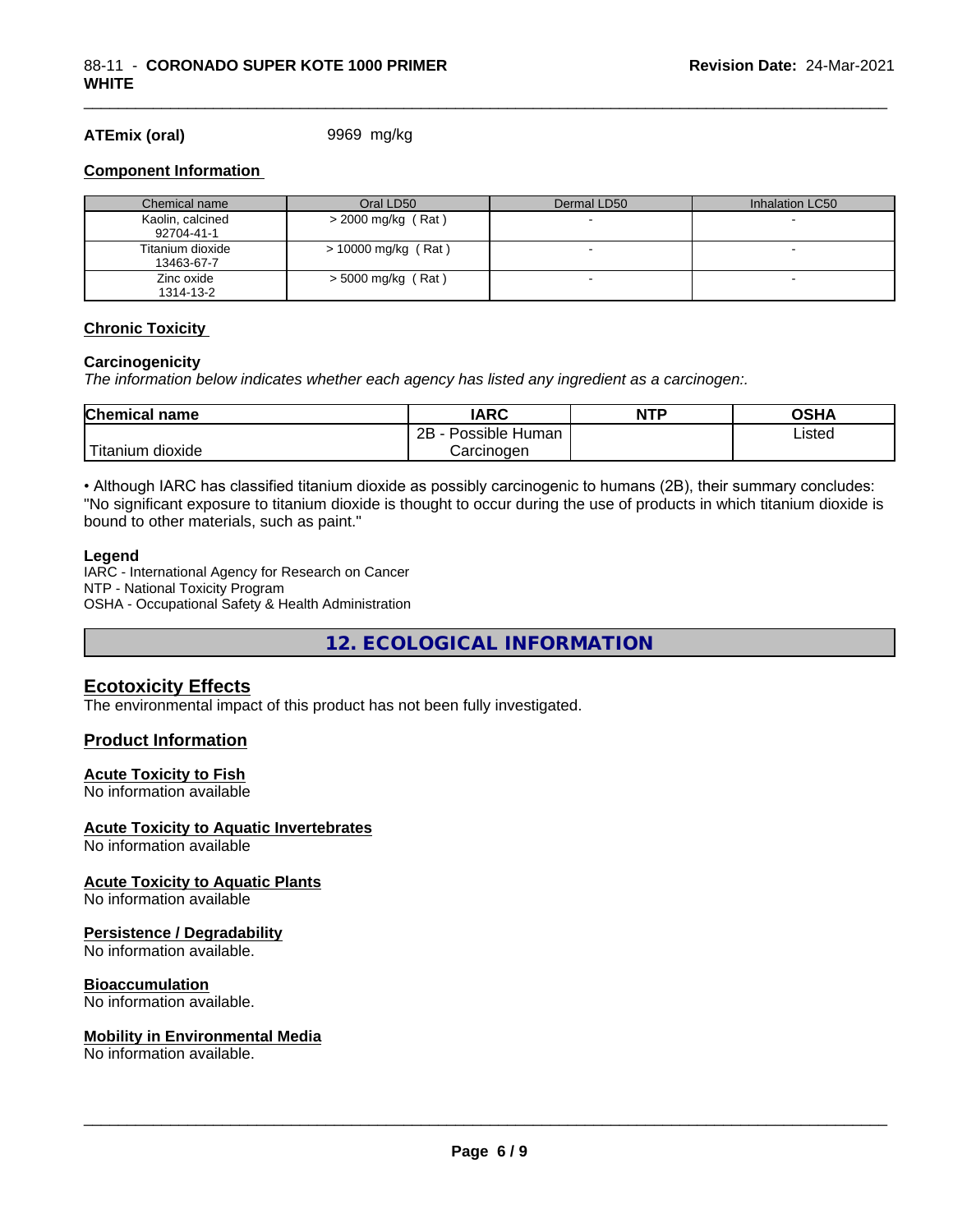**ATEmix (oral)** 9969 mg/kg

**Component Information**

| Chemical name | Oral LD50 | Dermal LD50 | Inhalation LC50 |
|---|---|---|---|
| Kaolin, calcined<br>92704-41-1 | > 2000 mg/kg ( Rat ) | - | - |
| Titanium dioxide<br>13463-67-7 | > 10000 mg/kg ( Rat ) | - | - |
| Zinc oxide<br>1314-13-2 | > 5000 mg/kg ( Rat ) | - | - |

**Chronic Toxicity**

**Carcinogenicity**

*The information below indicates whether each agency has listed any ingredient as a carcinogen:.*

| Chemical name | IARC | NTP | OSHA |
|---|---|---|---|
| Titanium dioxide | 2B - Possible Human Carcinogen | | Listed |

• Although IARC has classified titanium dioxide as possibly carcinogenic to humans (2B), their summary concludes: "No significant exposure to titanium dioxide is thought to occur during the use of products in which titanium dioxide is bound to other materials, such as paint."

**Legend**

IARC - International Agency for Research on Cancer
NTP - National Toxicity Program
OSHA - Occupational Safety & Health Administration

## 12. ECOLOGICAL INFORMATION

### Ecotoxicity Effects

The environmental impact of this product has not been fully investigated.

### Product Information

**Acute Toxicity to Fish**

No information available

**Acute Toxicity to Aquatic Invertebrates**

No information available

**Acute Toxicity to Aquatic Plants**

No information available

**Persistence / Degradability**

No information available.

**Bioaccumulation**

No information available.

**Mobility in Environmental Media**

No information available.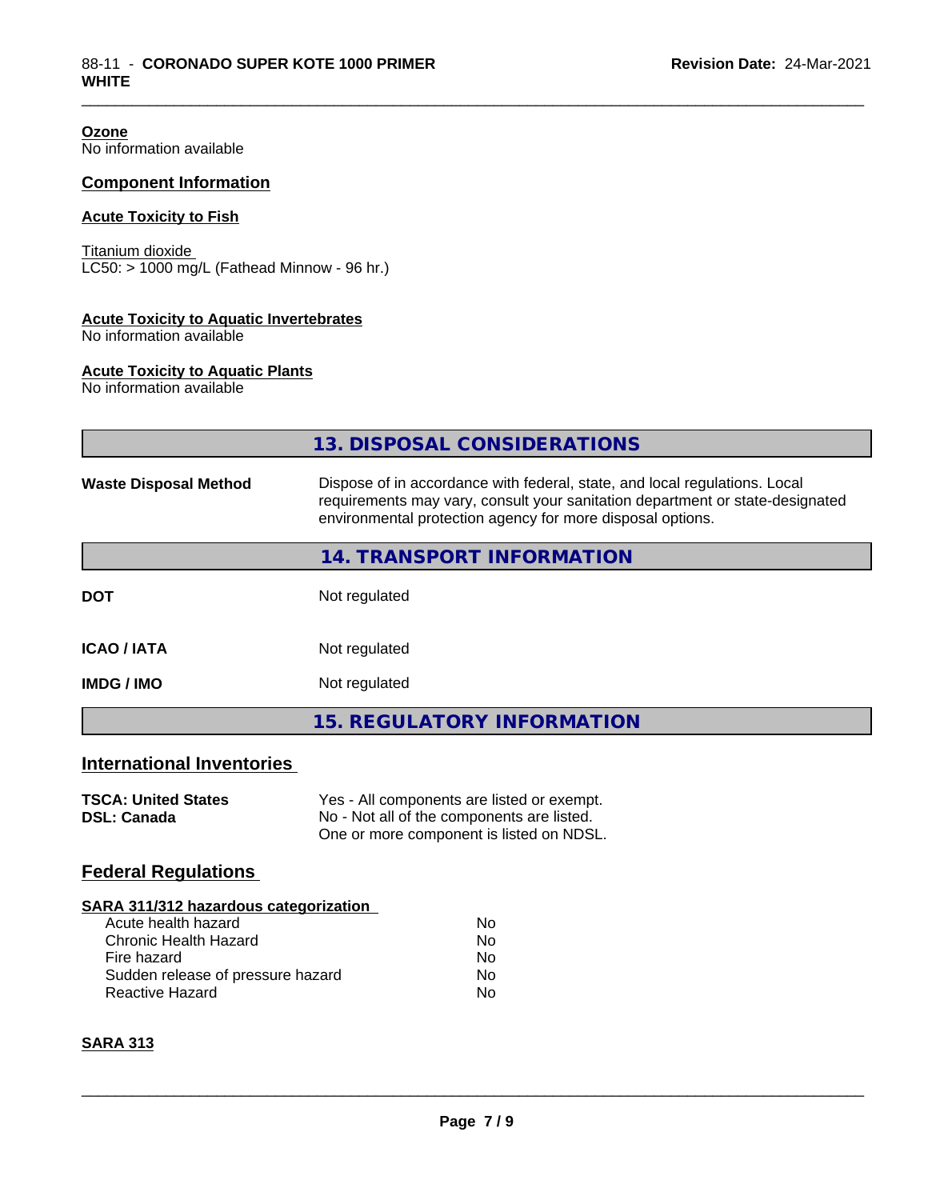**Ozone**
No information available

## Component Information

**Acute Toxicity to Fish**

Titanium dioxide
LC50: > 1000 mg/L (Fathead Minnow - 96 hr.)

**Acute Toxicity to Aquatic Invertebrates**
No information available

**Acute Toxicity to Aquatic Plants**
No information available

## 13. DISPOSAL CONSIDERATIONS

| | |
|---|---|
| **Waste Disposal Method** | Dispose of in accordance with federal, state, and local regulations. Local requirements may vary, consult your sanitation department or state-designated environmental protection agency for more disposal options. |

## 14. TRANSPORT INFORMATION

| | |
|---|---|
| **DOT** | Not regulated |
| **ICAO / IATA** | Not regulated |
| **IMDG / IMO** | Not regulated |

## 15. REGULATORY INFORMATION

## International Inventories

| | |
|---|---|
| **TSCA: United States** | Yes - All components are listed or exempt. |
| **DSL: Canada** | No - Not all of the components are listed. One or more component is listed on NDSL. |

## Federal Regulations

**SARA 311/312 hazardous categorization**

| | |
|---|---|
| Acute health hazard | No |
| Chronic Health Hazard | No |
| Fire hazard | No |
| Sudden release of pressure hazard | No |
| Reactive Hazard | No |

**SARA 313**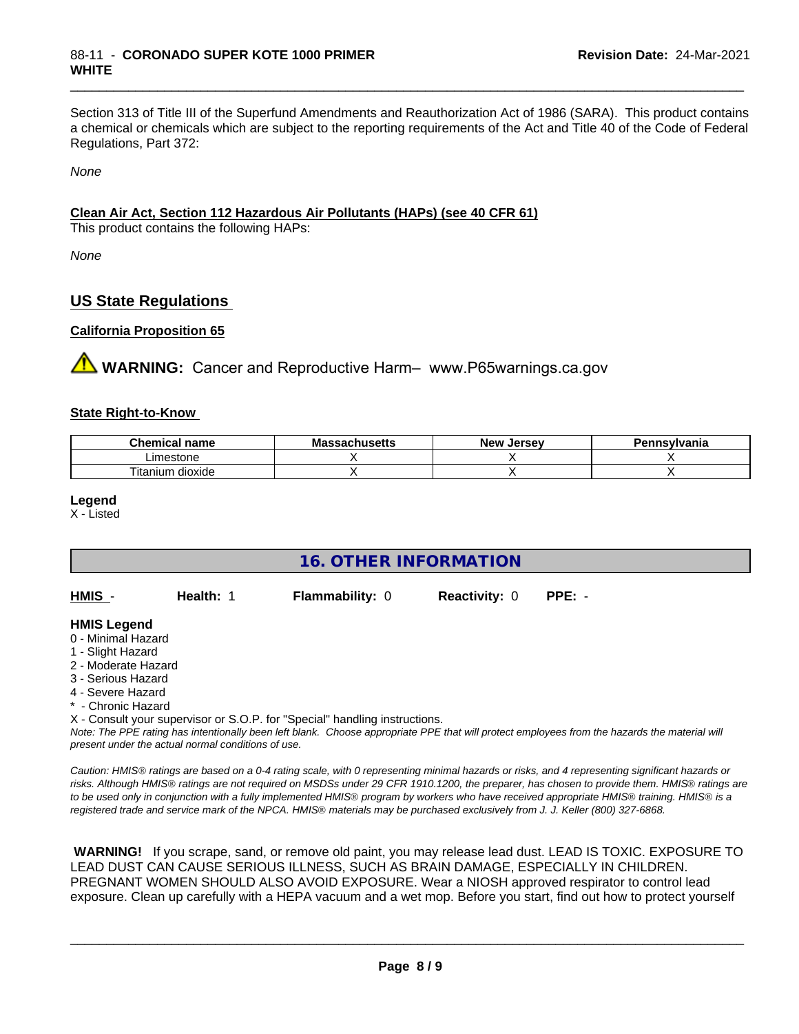Section 313 of Title III of the Superfund Amendments and Reauthorization Act of 1986 (SARA). This product contains a chemical or chemicals which are subject to the reporting requirements of the Act and Title 40 of the Code of Federal Regulations, Part 372:

*None*

**Clean Air Act, Section 112 Hazardous Air Pollutants (HAPs) (see 40 CFR 61)**

This product contains the following HAPs:

*None*

## US State Regulations

**California Proposition 65**

⚠ **WARNING:** Cancer and Reproductive Harm– www.P65warnings.ca.gov

**State Right-to-Know**

| Chemical name | Massachusetts | New Jersey | Pennsylvania |
|---|---|---|---|
| Limestone | X | X | X |
| Titanium dioxide | X | X | X |

**Legend**

X - Listed

# 16. OTHER INFORMATION

**HMIS** - **Health:** 1 **Flammability:** 0 **Reactivity:** 0 **PPE:** -

**HMIS Legend**

0 - Minimal Hazard
1 - Slight Hazard
2 - Moderate Hazard
3 - Serious Hazard
4 - Severe Hazard
* - Chronic Hazard
X - Consult your supervisor or S.O.P. for "Special" handling instructions.

*Note: The PPE rating has intentionally been left blank. Choose appropriate PPE that will protect employees from the hazards the material will present under the actual normal conditions of use.*

*Caution: HMIS® ratings are based on a 0-4 rating scale, with 0 representing minimal hazards or risks, and 4 representing significant hazards or risks. Although HMIS® ratings are not required on MSDSs under 29 CFR 1910.1200, the preparer, has chosen to provide them. HMIS® ratings are to be used only in conjunction with a fully implemented HMIS® program by workers who have received appropriate HMIS® training. HMIS® is a registered trade and service mark of the NPCA. HMIS® materials may be purchased exclusively from J. J. Keller (800) 327-6868.*

**WARNING!** If you scrape, sand, or remove old paint, you may release lead dust. LEAD IS TOXIC. EXPOSURE TO LEAD DUST CAN CAUSE SERIOUS ILLNESS, SUCH AS BRAIN DAMAGE, ESPECIALLY IN CHILDREN. PREGNANT WOMEN SHOULD ALSO AVOID EXPOSURE. Wear a NIOSH approved respirator to control lead exposure. Clean up carefully with a HEPA vacuum and a wet mop. Before you start, find out how to protect yourself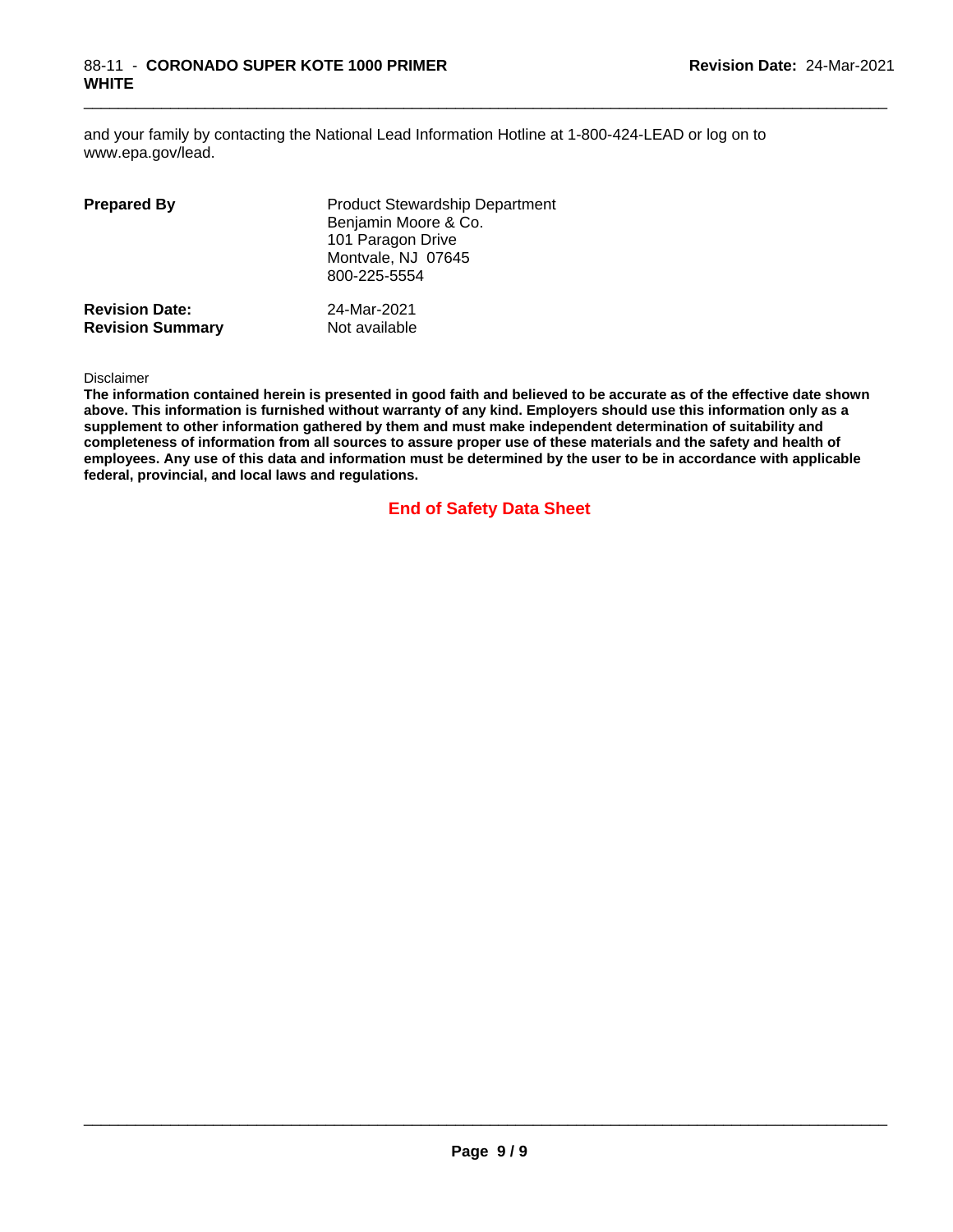and your family by contacting the National Lead Information Hotline at 1-800-424-LEAD or log on to www.epa.gov/lead.

| | |
|---|---|
| **Prepared By** | Product Stewardship Department<br>Benjamin Moore & Co.<br>101 Paragon Drive<br>Montvale, NJ 07645<br>800-225-5554 |
| **Revision Date:** | 24-Mar-2021 |
| **Revision Summary** | Not available |

Disclaimer

**The information contained herein is presented in good faith and believed to be accurate as of the effective date shown above. This information is furnished without warranty of any kind. Employers should use this information only as a supplement to other information gathered by them and must make independent determination of suitability and completeness of information from all sources to assure proper use of these materials and the safety and health of employees. Any use of this data and information must be determined by the user to be in accordance with applicable federal, provincial, and local laws and regulations.**

**End of Safety Data Sheet**